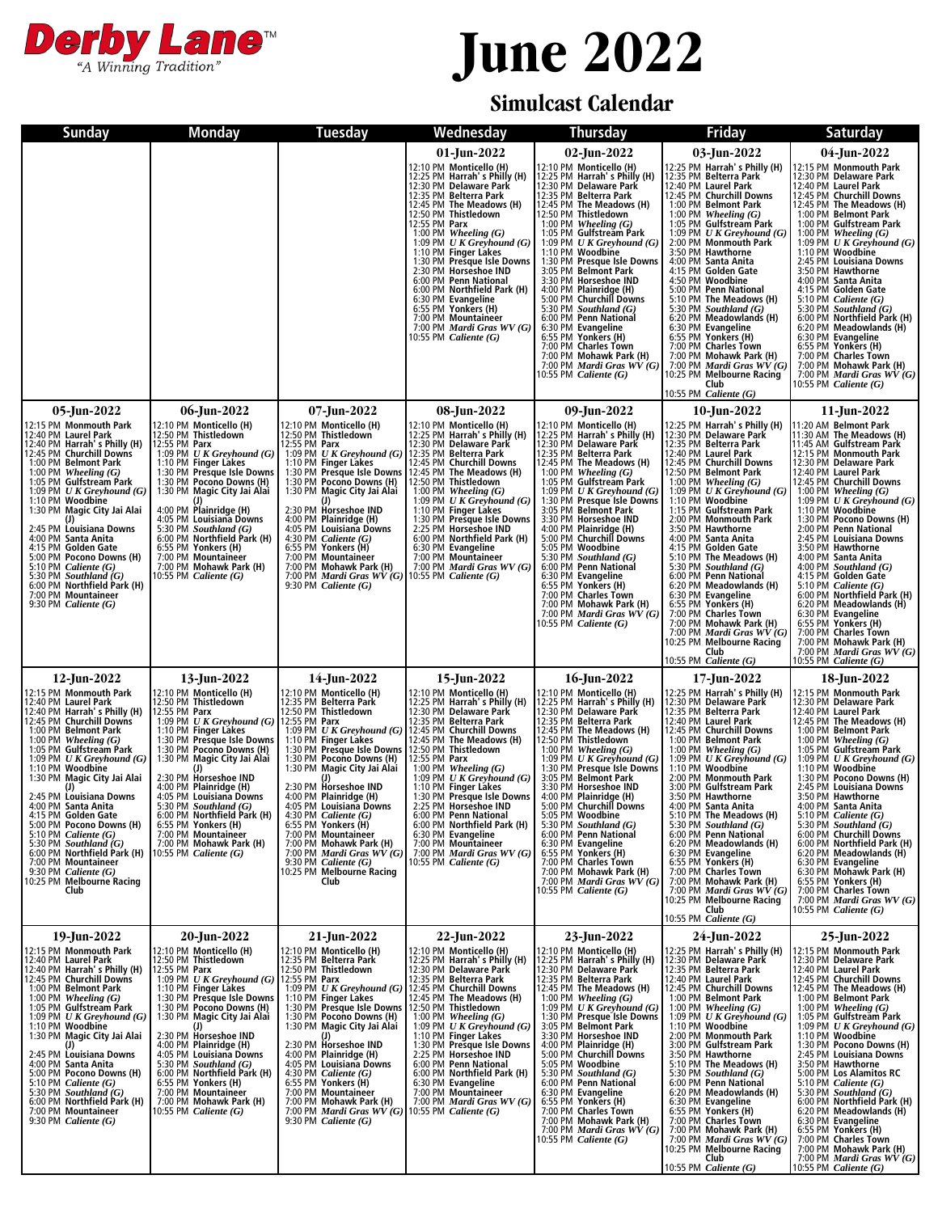# Derby Lane™

*"A Winning Tradition"*

# June 2022

## Simulcast Calendar

### Wednesday, 01-Jun-2022
- 12:10 PM **Monticello (H)**
- 12:25 PM **Harrah' s Philly (H)**
- 12:30 PM **Delaware Park**
- 12:35 PM **Belterra Park**
- 12:45 PM **The Meadows (H)**
- 12:50 PM **Thistledown**
- 12:55 PM **Parx**
- 1:00 PM *Wheeling (G)*
- 1:09 PM *U K Greyhound (G)*
- 1:10 PM **Finger Lakes**
- 1:30 PM **Presque Isle Downs**
- 2:30 PM **Horseshoe IND**
- 6:00 PM **Penn National**
- 6:00 PM **Northfield Park (H)**
- 6:30 PM **Evangeline**
- 6:55 PM **Yonkers (H)**
- 7:00 PM **Mountaineer**
- 7:00 PM *Mardi Gras WV (G)*
- 10:55 PM *Caliente (G)*

### Thursday, 02-Jun-2022
- 12:10 PM **Monticello (H)**
- 12:25 PM **Harrah' s Philly (H)**
- 12:30 PM **Delaware Park**
- 12:35 PM **Belterra Park**
- 12:45 PM **The Meadows (H)**
- 12:50 PM **Thistledown**
- 1:00 PM *Wheeling (G)*
- 1:05 PM **Gulfstream Park**
- 1:09 PM *U K Greyhound (G)*
- 1:10 PM **Woodbine**
- 1:30 PM **Presque Isle Downs**
- 3:05 PM **Belmont Park**
- 3:30 PM **Horseshoe IND**
- 4:00 PM **Plainridge (H)**
- 5:00 PM **Churchill Downs**
- 5:30 PM *Southland (G)*
- 6:00 PM **Penn National**
- 6:30 PM **Evangeline**
- 6:55 PM **Yonkers (H)**
- 7:00 PM **Charles Town**
- 7:00 PM **Mohawk Park (H)**
- 7:00 PM *Mardi Gras WV (G)*
- 10:55 PM *Caliente (G)*

### Friday, 03-Jun-2022
- 12:25 PM **Harrah' s Philly (H)**
- 12:35 PM **Belterra Park**
- 12:40 PM **Laurel Park**
- 12:45 PM **Churchill Downs**
- 1:00 PM **Belmont Park**
- 1:00 PM *Wheeling (G)*
- 1:05 PM **Gulfstream Park**
- 1:09 PM *U K Greyhound (G)*
- 2:00 PM **Monmouth Park**
- 3:50 PM **Hawthorne**
- 4:00 PM **Santa Anita**
- 4:15 PM **Golden Gate**
- 4:50 PM **Woodbine**
- 5:00 PM **Penn National**
- 5:10 PM **The Meadows (H)**
- 5:30 PM *Southland (G)*
- 6:20 PM **Meadowlands (H)**
- 6:30 PM **Evangeline**
- 6:55 PM **Yonkers (H)**
- 7:00 PM **Charles Town**
- 7:00 PM **Mohawk Park (H)**
- 7:00 PM *Mardi Gras WV (G)*
- 10:25 PM **Melbourne Racing Club**
- 10:55 PM *Caliente (G)*

### Saturday, 04-Jun-2022
- 12:15 PM **Monmouth Park**
- 12:30 PM **Delaware Park**
- 12:40 PM **Laurel Park**
- 12:45 PM **Churchill Downs**
- 12:45 PM **The Meadows (H)**
- 1:00 PM **Belmont Park**
- 1:00 PM **Gulfstream Park**
- 1:00 PM *Wheeling (G)*
- 1:09 PM *U K Greyhound (G)*
- 1:10 PM **Woodbine**
- 2:45 PM **Louisiana Downs**
- 3:50 PM **Hawthorne**
- 4:00 PM **Santa Anita**
- 4:15 PM **Golden Gate**
- 5:10 PM *Caliente (G)*
- 5:30 PM *Southland (G)*
- 6:00 PM **Northfield Park (H)**
- 6:20 PM **Meadowlands (H)**
- 6:30 PM **Evangeline**
- 6:55 PM **Yonkers (H)**
- 7:00 PM **Charles Town**
- 7:00 PM **Mohawk Park (H)**
- 7:00 PM *Mardi Gras WV (G)*
- 10:55 PM *Caliente (G)*

### Sunday, 05-Jun-2022
- 12:15 PM **Monmouth Park**
- 12:40 PM **Laurel Park**
- 12:40 PM **Harrah' s Philly (H)**
- 12:45 PM **Churchill Downs**
- 1:00 PM **Belmont Park**
- 1:00 PM *Wheeling (G)*
- 1:05 PM **Gulfstream Park**
- 1:09 PM *U K Greyhound (G)*
- 1:10 PM **Woodbine**
- 1:30 PM **Magic City Jai Alai (J)**
- 2:45 PM **Louisiana Downs**
- 4:00 PM **Santa Anita**
- 4:15 PM **Golden Gate**
- 5:00 PM **Pocono Downs (H)**
- 5:10 PM *Caliente (G)*
- 5:30 PM *Southland (G)*
- 6:00 PM **Northfield Park (H)**
- 7:00 PM **Mountaineer**
- 9:30 PM *Caliente (G)*

### Monday, 06-Jun-2022
- 12:10 PM **Monticello (H)**
- 12:50 PM **Thistledown**
- 12:55 PM **Parx**
- 1:09 PM *U K Greyhound (G)*
- 1:10 PM **Finger Lakes**
- 1:30 PM **Presque Isle Downs**
- 1:30 PM **Pocono Downs (H)**
- 1:30 PM **Magic City Jai Alai (J)**
- 4:00 PM **Plainridge (H)**
- 4:05 PM **Louisiana Downs**
- 5:30 PM *Southland (G)*
- 6:00 PM **Northfield Park (H)**
- 6:55 PM **Yonkers (H)**
- 7:00 PM **Mountaineer**
- 7:00 PM **Mohawk Park (H)**
- 10:55 PM *Caliente (G)*

### Tuesday, 07-Jun-2022
- 12:10 PM **Monticello (H)**
- 12:50 PM **Thistledown**
- 12:55 PM **Parx**
- 1:09 PM *U K Greyhound (G)*
- 1:10 PM **Finger Lakes**
- 1:30 PM **Presque Isle Downs**
- 1:30 PM **Pocono Downs (H)**
- 1:30 PM **Magic City Jai Alai (J)**
- 2:30 PM **Horseshoe IND**
- 4:00 PM **Plainridge (H)**
- 4:05 PM **Louisiana Downs**
- 4:30 PM *Caliente (G)*
- 6:55 PM **Yonkers (H)**
- 7:00 PM **Mountaineer**
- 7:00 PM **Mohawk Park (H)**
- 7:00 PM *Mardi Gras WV (G)*
- 9:30 PM *Caliente (G)*

### Wednesday, 08-Jun-2022
- 12:10 PM **Monticello (H)**
- 12:25 PM **Harrah' s Philly (H)**
- 12:30 PM **Delaware Park**
- 12:35 PM **Belterra Park**
- 12:45 PM **Churchill Downs**
- 12:45 PM **The Meadows (H)**
- 12:50 PM **Thistledown**
- 1:00 PM *Wheeling (G)*
- 1:09 PM *U K Greyhound (G)*
- 1:10 PM **Finger Lakes**
- 1:30 PM **Presque Isle Downs**
- 2:25 PM **Horseshoe IND**
- 6:00 PM **Penn National**
- 6:00 PM **Northfield Park (H)**
- 6:30 PM **Evangeline**
- 7:00 PM **Mountaineer**
- 7:00 PM *Mardi Gras WV (G)*
- 10:55 PM *Caliente (G)*

### Thursday, 09-Jun-2022
- 12:10 PM **Monticello (H)**
- 12:25 PM **Harrah' s Philly (H)**
- 12:30 PM **Delaware Park**
- 12:35 PM **Belterra Park**
- 12:45 PM **The Meadows (H)**
- 1:00 PM *Wheeling (G)*
- 1:05 PM **Gulfstream Park**
- 1:09 PM *U K Greyhound (G)*
- 1:30 PM **Presque Isle Downs**
- 3:05 PM **Belmont Park**
- 3:30 PM **Horseshoe IND**
- 4:00 PM **Plainridge (H)**
- 5:00 PM **Churchill Downs**
- 5:05 PM **Woodbine**
- 5:30 PM *Southland (G)*
- 6:00 PM **Penn National**
- 6:30 PM **Evangeline**
- 6:55 PM **Yonkers (H)**
- 7:00 PM **Charles Town**
- 7:00 PM **Mohawk Park (H)**
- 7:00 PM *Mardi Gras WV (G)*
- 10:55 PM *Caliente (G)*

### Friday, 10-Jun-2022
- 12:25 PM **Harrah' s Philly (H)**
- 12:30 PM **Delaware Park**
- 12:35 PM **Belterra Park**
- 12:40 PM **Laurel Park**
- 12:45 PM **Churchill Downs**
- 12:50 PM **Belmont Park**
- 1:00 PM *Wheeling (G)*
- 1:09 PM *U K Greyhound (G)*
- 1:10 PM **Woodbine**
- 1:15 PM **Gulfstream Park**
- 2:00 PM **Monmouth Park**
- 3:50 PM **Hawthorne**
- 4:00 PM **Santa Anita**
- 4:15 PM **Golden Gate**
- 5:10 PM **The Meadows (H)**
- 5:30 PM *Southland (G)*
- 6:00 PM **Penn National**
- 6:20 PM **Meadowlands (H)**
- 6:30 PM **Evangeline**
- 6:55 PM **Yonkers (H)**
- 7:00 PM **Charles Town**
- 7:00 PM **Mohawk Park (H)**
- 7:00 PM *Mardi Gras WV (G)*
- 10:25 PM **Melbourne Racing Club**
- 10:55 PM *Caliente (G)*

### Saturday, 11-Jun-2022
- 11:20 AM **Belmont Park**
- 11:30 AM **The Meadows (H)**
- 11:45 AM **Gulfstream Park**
- 12:15 PM **Monmouth Park**
- 12:30 PM **Delaware Park**
- 12:40 PM **Laurel Park**
- 12:45 PM **Churchill Downs**
- 1:00 PM *Wheeling (G)*
- 1:09 PM *U K Greyhound (G)*
- 1:10 PM **Woodbine**
- 1:30 PM **Pocono Downs (H)**
- 2:00 PM **Penn National**
- 2:45 PM **Louisiana Downs**
- 3:50 PM **Hawthorne**
- 4:00 PM **Santa Anita**
- 4:00 PM *Southland (G)*
- 4:15 PM **Golden Gate**
- 5:10 PM *Caliente (G)*
- 6:00 PM **Northfield Park (H)**
- 6:20 PM **Meadowlands (H)**
- 6:30 PM **Evangeline**
- 6:55 PM **Yonkers (H)**
- 7:00 PM **Charles Town**
- 7:00 PM **Mohawk Park (H)**
- 7:00 PM *Mardi Gras WV (G)*
- 10:55 PM *Caliente (G)*

### Sunday, 12-Jun-2022
- 12:15 PM **Monmouth Park**
- 12:40 PM **Laurel Park**
- 12:40 PM **Harrah' s Philly (H)**
- 12:45 PM **Churchill Downs**
- 1:00 PM **Belmont Park**
- 1:00 PM *Wheeling (G)*
- 1:05 PM **Gulfstream Park**
- 1:09 PM *U K Greyhound (G)*
- 1:10 PM **Woodbine**
- 1:30 PM **Magic City Jai Alai (J)**
- 2:45 PM **Louisiana Downs**
- 4:00 PM **Santa Anita**
- 4:15 PM **Golden Gate**
- 5:00 PM **Pocono Downs (H)**
- 5:10 PM *Caliente (G)*
- 5:30 PM *Southland (G)*
- 6:00 PM **Northfield Park (H)**
- 7:00 PM **Mountaineer**
- 9:30 PM *Caliente (G)*
- 10:25 PM **Melbourne Racing Club**

### Monday, 13-Jun-2022
- 12:10 PM **Monticello (H)**
- 12:50 PM **Thistledown**
- 12:55 PM **Parx**
- 1:09 PM *U K Greyhound (G)*
- 1:10 PM **Finger Lakes**
- 1:30 PM **Presque Isle Downs**
- 1:30 PM **Pocono Downs (H)**
- 1:30 PM **Magic City Jai Alai (J)**
- 2:30 PM **Horseshoe IND**
- 4:00 PM **Plainridge (H)**
- 4:05 PM **Louisiana Downs**
- 5:30 PM *Southland (G)*
- 6:00 PM **Northfield Park (H)**
- 6:55 PM **Yonkers (H)**
- 7:00 PM **Mountaineer**
- 7:00 PM **Mohawk Park (H)**
- 10:55 PM *Caliente (G)*

### Tuesday, 14-Jun-2022
- 12:10 PM **Monticello (H)**
- 12:35 PM **Belterra Park**
- 12:50 PM **Thistledown**
- 12:55 PM **Parx**
- 1:09 PM *U K Greyhound (G)*
- 1:10 PM **Finger Lakes**
- 1:30 PM **Presque Isle Downs**
- 1:30 PM **Pocono Downs (H)**
- 1:30 PM **Magic City Jai Alai (J)**
- 2:30 PM **Horseshoe IND**
- 4:00 PM **Plainridge (H)**
- 4:05 PM **Louisiana Downs**
- 4:30 PM *Caliente (G)*
- 6:55 PM **Yonkers (H)**
- 7:00 PM **Mountaineer**
- 7:00 PM **Mohawk Park (H)**
- 7:00 PM *Mardi Gras WV (G)*
- 9:30 PM *Caliente (G)*
- 10:25 PM **Melbourne Racing Club**

### Wednesday, 15-Jun-2022
- 12:10 PM **Monticello (H)**
- 12:25 PM **Harrah' s Philly (H)**
- 12:30 PM **Delaware Park**
- 12:35 PM **Belterra Park**
- 12:45 PM **Churchill Downs**
- 12:45 PM **The Meadows (H)**
- 12:50 PM **Thistledown**
- 12:55 PM **Parx**
- 1:00 PM *Wheeling (G)*
- 1:09 PM *U K Greyhound (G)*
- 1:10 PM **Finger Lakes**
- 1:30 PM **Presque Isle Downs**
- 2:25 PM **Horseshoe IND**
- 6:00 PM **Penn National**
- 6:00 PM **Northfield Park (H)**
- 6:30 PM **Evangeline**
- 7:00 PM **Mountaineer**
- 7:00 PM *Mardi Gras WV (G)*
- 10:55 PM *Caliente (G)*

### Thursday, 16-Jun-2022
- 12:10 PM **Monticello (H)**
- 12:25 PM **Harrah' s Philly (H)**
- 12:30 PM **Delaware Park**
- 12:35 PM **Belterra Park**
- 12:45 PM **The Meadows (H)**
- 12:50 PM **Thistledown**
- 1:00 PM *Wheeling (G)*
- 1:09 PM *U K Greyhound (G)*
- 1:30 PM **Presque Isle Downs**
- 3:05 PM **Belmont Park**
- 3:30 PM **Horseshoe IND**
- 4:00 PM **Plainridge (H)**
- 5:00 PM **Churchill Downs**
- 5:05 PM **Woodbine**
- 5:30 PM *Southland (G)*
- 6:00 PM **Penn National**
- 6:30 PM **Evangeline**
- 6:55 PM **Yonkers (H)**
- 7:00 PM **Charles Town**
- 7:00 PM **Mohawk Park (H)**
- 7:00 PM *Mardi Gras WV (G)*
- 10:55 PM *Caliente (G)*

### Friday, 17-Jun-2022
- 12:25 PM **Harrah' s Philly (H)**
- 12:30 PM **Delaware Park**
- 12:35 PM **Belterra Park**
- 12:40 PM **Laurel Park**
- 12:45 PM **Churchill Downs**
- 1:00 PM **Belmont Park**
- 1:00 PM *Wheeling (G)*
- 1:09 PM *U K Greyhound (G)*
- 1:10 PM **Woodbine**
- 2:00 PM **Monmouth Park**
- 3:00 PM **Gulfstream Park**
- 3:50 PM **Hawthorne**
- 4:00 PM **Santa Anita**
- 5:10 PM **The Meadows (H)**
- 5:30 PM *Southland (G)*
- 6:00 PM **Penn National**
- 6:20 PM **Meadowlands (H)**
- 6:30 PM **Evangeline**
- 6:55 PM **Yonkers (H)**
- 7:00 PM **Charles Town**
- 7:00 PM **Mohawk Park (H)**
- 7:00 PM *Mardi Gras WV (G)*
- 10:25 PM **Melbourne Racing Club**
- 10:55 PM *Caliente (G)*

### Saturday, 18-Jun-2022
- 12:15 PM **Monmouth Park**
- 12:30 PM **Delaware Park**
- 12:40 PM **Laurel Park**
- 12:45 PM **The Meadows (H)**
- 1:00 PM **Belmont Park**
- 1:00 PM *Wheeling (G)*
- 1:05 PM **Gulfstream Park**
- 1:09 PM *U K Greyhound (G)*
- 1:10 PM **Woodbine**
- 1:30 PM **Pocono Downs (H)**
- 2:45 PM **Louisiana Downs**
- 3:50 PM **Hawthorne**
- 4:00 PM **Santa Anita**
- 5:10 PM *Caliente (G)*
- 5:30 PM *Southland (G)*
- 6:00 PM **Churchill Downs**
- 6:00 PM **Northfield Park (H)**
- 6:20 PM **Meadowlands (H)**
- 6:30 PM **Evangeline**
- 6:30 PM **Mohawk Park (H)**
- 6:55 PM **Yonkers (H)**
- 7:00 PM **Charles Town**
- 7:00 PM *Mardi Gras WV (G)*
- 10:55 PM *Caliente (G)*

### Sunday, 19-Jun-2022
- 12:15 PM **Monmouth Park**
- 12:40 PM **Laurel Park**
- 12:40 PM **Harrah' s Philly (H)**
- 12:45 PM **Churchill Downs**
- 1:00 PM **Belmont Park**
- 1:00 PM *Wheeling (G)*
- 1:05 PM **Gulfstream Park**
- 1:09 PM *U K Greyhound (G)*
- 1:10 PM **Woodbine**
- 1:30 PM **Magic City Jai Alai (J)**
- 2:45 PM **Louisiana Downs**
- 4:00 PM **Santa Anita**
- 5:00 PM **Pocono Downs (H)**
- 5:10 PM *Caliente (G)*
- 5:30 PM *Southland (G)*
- 6:00 PM **Northfield Park (H)**
- 7:00 PM **Mountaineer**
- 9:30 PM *Caliente (G)*

### Monday, 20-Jun-2022
- 12:10 PM **Monticello (H)**
- 12:50 PM **Thistledown**
- 12:55 PM **Parx**
- 1:09 PM *U K Greyhound (G)*
- 1:10 PM **Finger Lakes**
- 1:30 PM **Presque Isle Downs**
- 1:30 PM **Pocono Downs (H)**
- 1:30 PM **Magic City Jai Alai (J)**
- 2:30 PM **Horseshoe IND**
- 4:00 PM **Plainridge (H)**
- 4:05 PM **Louisiana Downs**
- 5:30 PM *Southland (G)*
- 6:00 PM **Northfield Park (H)**
- 6:55 PM **Yonkers (H)**
- 7:00 PM **Mountaineer**
- 7:00 PM **Mohawk Park (H)**
- 10:55 PM *Caliente (G)*

### Tuesday, 21-Jun-2022
- 12:10 PM **Monticello (H)**
- 12:35 PM **Belterra Park**
- 12:50 PM **Thistledown**
- 12:55 PM **Parx**
- 1:09 PM *U K Greyhound (G)*
- 1:10 PM **Finger Lakes**
- 1:30 PM **Presque Isle Downs**
- 1:30 PM **Pocono Downs (H)**
- 1:30 PM **Magic City Jai Alai (J)**
- 2:30 PM **Horseshoe IND**
- 4:00 PM **Plainridge (H)**
- 4:05 PM **Louisiana Downs**
- 4:30 PM *Caliente (G)*
- 6:55 PM **Yonkers (H)**
- 7:00 PM **Mountaineer**
- 7:00 PM **Mohawk Park (H)**
- 7:00 PM *Mardi Gras WV (G)*
- 9:30 PM *Caliente (G)*

### Wednesday, 22-Jun-2022
- 12:10 PM **Monticello (H)**
- 12:25 PM **Harrah' s Philly (H)**
- 12:30 PM **Delaware Park**
- 12:35 PM **Belterra Park**
- 12:45 PM **Churchill Downs**
- 12:45 PM **The Meadows (H)**
- 12:50 PM **Thistledown**
- 1:00 PM *Wheeling (G)*
- 1:09 PM *U K Greyhound (G)*
- 1:10 PM **Finger Lakes**
- 1:30 PM **Presque Isle Downs**
- 2:25 PM **Horseshoe IND**
- 6:00 PM **Penn National**
- 6:00 PM **Northfield Park (H)**
- 6:30 PM **Evangeline**
- 7:00 PM **Mountaineer**
- 7:00 PM *Mardi Gras WV (G)*
- 10:55 PM *Caliente (G)*

### Thursday, 23-Jun-2022
- 12:10 PM **Monticello (H)**
- 12:25 PM **Harrah' s Philly (H)**
- 12:30 PM **Delaware Park**
- 12:35 PM **Belterra Park**
- 12:45 PM **The Meadows (H)**
- 1:00 PM *Wheeling (G)*
- 1:09 PM *U K Greyhound (G)*
- 1:30 PM **Presque Isle Downs**
- 3:05 PM **Belmont Park**
- 3:30 PM **Horseshoe IND**
- 4:00 PM **Plainridge (H)**
- 5:00 PM **Churchill Downs**
- 5:05 PM **Woodbine**
- 5:30 PM *Southland (G)*
- 6:00 PM **Penn National**
- 6:30 PM **Evangeline**
- 6:55 PM **Yonkers (H)**
- 7:00 PM **Charles Town**
- 7:00 PM **Mohawk Park (H)**
- 7:00 PM *Mardi Gras WV (G)*
- 10:55 PM *Caliente (G)*

### Friday, 24-Jun-2022
- 12:25 PM **Harrah' s Philly (H)**
- 12:30 PM **Delaware Park**
- 12:35 PM **Belterra Park**
- 12:40 PM **Laurel Park**
- 12:45 PM **Churchill Downs**
- 1:00 PM **Belmont Park**
- 1:00 PM *Wheeling (G)*
- 1:09 PM *U K Greyhound (G)*
- 1:10 PM **Woodbine**
- 2:00 PM **Monmouth Park**
- 3:00 PM **Gulfstream Park**
- 3:50 PM **Hawthorne**
- 5:10 PM **The Meadows (H)**
- 5:30 PM *Southland (G)*
- 6:00 PM **Penn National**
- 6:20 PM **Meadowlands (H)**
- 6:30 PM **Evangeline**
- 6:55 PM **Yonkers (H)**
- 7:00 PM **Charles Town**
- 7:00 PM **Mohawk Park (H)**
- 7:00 PM *Mardi Gras WV (G)*
- 10:25 PM **Melbourne Racing Club**
- 10:55 PM *Caliente (G)*

### Saturday, 25-Jun-2022
- 12:15 PM **Monmouth Park**
- 12:30 PM **Delaware Park**
- 12:40 PM **Laurel Park**
- 12:45 PM **Churchill Downs**
- 12:45 PM **The Meadows (H)**
- 1:00 PM **Belmont Park**
- 1:00 PM *Wheeling (G)*
- 1:05 PM **Gulfstream Park**
- 1:09 PM *U K Greyhound (G)*
- 1:10 PM **Woodbine**
- 1:30 PM **Pocono Downs (H)**
- 2:45 PM **Louisiana Downs**
- 3:50 PM **Hawthorne**
- 5:00 PM **Los Alamitos RC**
- 5:10 PM *Caliente (G)*
- 5:30 PM *Southland (G)*
- 6:00 PM **Northfield Park (H)**
- 6:20 PM **Meadowlands (H)**
- 6:30 PM **Evangeline**
- 6:55 PM **Yonkers (H)**
- 7:00 PM **Charles Town**
- 7:00 PM **Mohawk Park (H)**
- 7:00 PM *Mardi Gras WV (G)*
- 10:55 PM *Caliente (G)*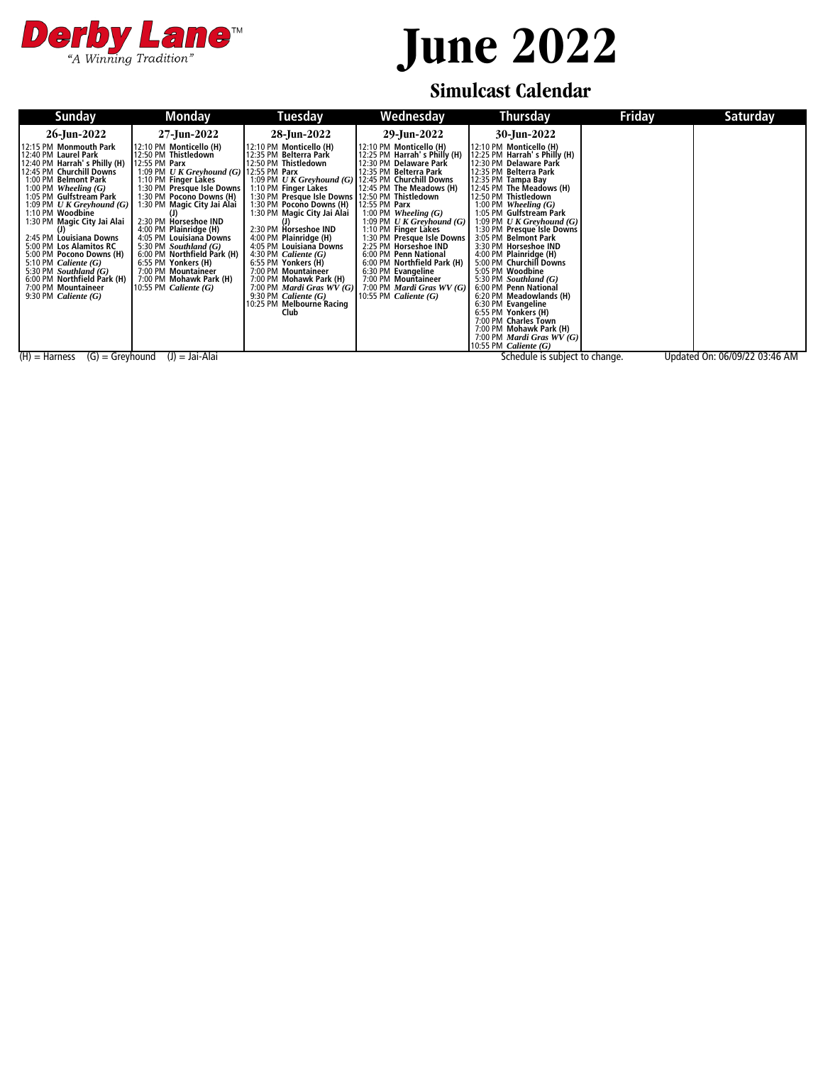Derby Lane™
"A Winning Tradition"

# June 2022

## Simulcast Calendar

| Sunday | Monday | Tuesday | Wednesday | Thursday | Friday | Saturday |
|---|---|---|---|---|---|---|
| **26-Jun-2022**<br>12:15 PM **Monmouth Park**<br>12:40 PM **Laurel Park**<br>12:40 PM **Harrah' s Philly (H)**<br>12:45 PM **Churchill Downs**<br>1:00 PM **Belmont Park**<br>1:00 PM ***Wheeling (G)***<br>1:05 PM **Gulfstream Park**<br>1:09 PM ***U K Greyhound (G)***<br>1:10 PM **Woodbine**<br>1:30 PM **Magic City Jai Alai (J)**<br>2:45 PM **Louisiana Downs**<br>5:00 PM **Los Alamitos RC**<br>5:00 PM **Pocono Downs (H)**<br>5:10 PM ***Caliente (G)***<br>5:30 PM ***Southland (G)***<br>6:00 PM **Northfield Park (H)**<br>7:00 PM **Mountaineer**<br>9:30 PM ***Caliente (G)*** | **27-Jun-2022**<br>12:10 PM **Monticello (H)**<br>12:50 PM **Thistledown**<br>12:55 PM **Parx**<br>1:09 PM ***U K Greyhound (G)***<br>1:10 PM **Finger Lakes**<br>1:30 PM **Presque Isle Downs**<br>1:30 PM **Pocono Downs (H)**<br>1:30 PM **Magic City Jai Alai (J)**<br>2:30 PM **Horseshoe IND**<br>4:00 PM **Plainridge (H)**<br>4:05 PM **Louisiana Downs**<br>5:30 PM ***Southland (G)***<br>6:00 PM **Northfield Park (H)**<br>6:55 PM **Yonkers (H)**<br>7:00 PM **Mountaineer**<br>7:00 PM **Mohawk Park (H)**<br>10:55 PM ***Caliente (G)*** | **28-Jun-2022**<br>12:10 PM **Monticello (H)**<br>12:35 PM **Belterra Park**<br>12:50 PM **Thistledown**<br>12:55 PM **Parx**<br>1:09 PM ***U K Greyhound (G)***<br>1:10 PM **Finger Lakes**<br>1:30 PM **Presque Isle Downs**<br>1:30 PM **Pocono Downs (H)**<br>1:30 PM **Magic City Jai Alai (J)**<br>2:30 PM **Horseshoe IND**<br>4:00 PM **Plainridge (H)**<br>4:05 PM **Louisiana Downs**<br>4:30 PM ***Caliente (G)***<br>6:55 PM **Yonkers (H)**<br>7:00 PM **Mountaineer**<br>7:00 PM **Mohawk Park (H)**<br>7:00 PM ***Mardi Gras WV (G)***<br>9:30 PM ***Caliente (G)***<br>10:25 PM **Melbourne Racing Club** | **29-Jun-2022**<br>12:10 PM **Monticello (H)**<br>12:25 PM **Harrah' s Philly (H)**<br>12:30 PM **Delaware Park**<br>12:35 PM **Belterra Park**<br>12:45 PM **Churchill Downs**<br>12:45 PM **The Meadows (H)**<br>12:50 PM **Thistledown**<br>12:55 PM **Parx**<br>1:00 PM ***Wheeling (G)***<br>1:09 PM ***U K Greyhound (G)***<br>1:10 PM **Finger Lakes**<br>1:30 PM **Presque Isle Downs**<br>2:25 PM **Horseshoe IND**<br>6:00 PM **Penn National**<br>6:00 PM **Northfield Park (H)**<br>6:30 PM **Evangeline**<br>7:00 PM **Mountaineer**<br>7:00 PM ***Mardi Gras WV (G)***<br>10:55 PM ***Caliente (G)*** | **30-Jun-2022**<br>12:10 PM **Monticello (H)**<br>12:25 PM **Harrah' s Philly (H)**<br>12:30 PM **Delaware Park**<br>12:35 PM **Belterra Park**<br>12:35 PM **Tampa Bay**<br>12:45 PM **The Meadows (H)**<br>12:50 PM **Thistledown**<br>1:00 PM ***Wheeling (G)***<br>1:05 PM **Gulfstream Park**<br>1:09 PM ***U K Greyhound (G)***<br>1:30 PM **Presque Isle Downs**<br>3:05 PM **Belmont Park**<br>3:30 PM **Horseshoe IND**<br>4:00 PM **Plainridge (H)**<br>5:00 PM **Churchill Downs**<br>5:05 PM **Woodbine**<br>5:30 PM ***Southland (G)***<br>6:00 PM **Penn National**<br>6:20 PM **Meadowlands (H)**<br>6:30 PM **Evangeline**<br>6:55 PM **Yonkers (H)**<br>7:00 PM **Charles Town**<br>7:00 PM **Mohawk Park (H)**<br>7:00 PM ***Mardi Gras WV (G)***<br>10:55 PM ***Caliente (G)*** | | |

(H) = Harness (G) = Greyhound (J) = Jai-Alai

Schedule is subject to change.

Updated On: 06/09/22 03:46 AM